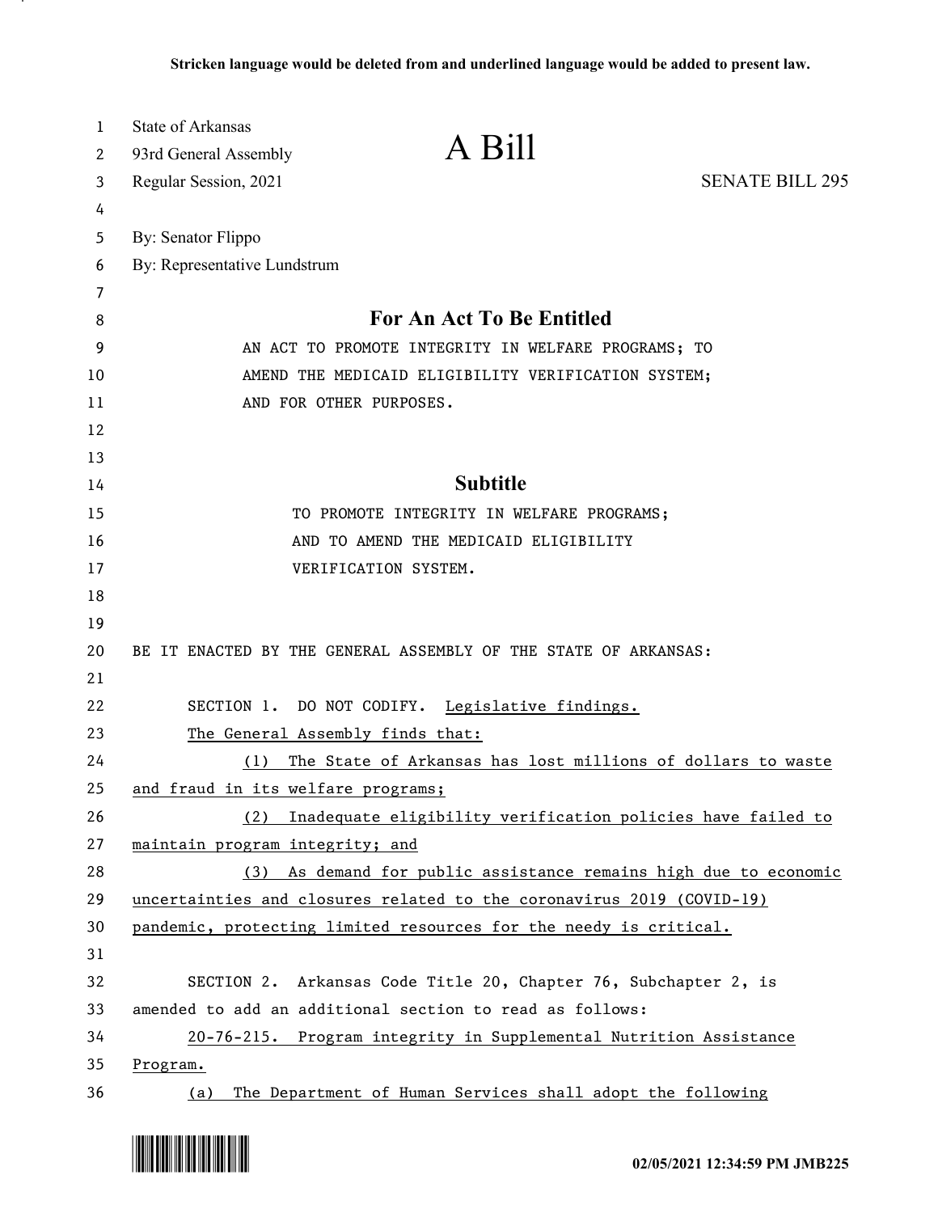Stricken language would be deleted from and underlined language would be added to present law.

State of Arkansas
93rd General Assembly
Regular Session, 2021

# A Bill

SENATE BILL 295

By: Senator Flippo
By: Representative Lundstrum

## For An Act To Be Entitled

AN ACT TO PROMOTE INTEGRITY IN WELFARE PROGRAMS; TO AMEND THE MEDICAID ELIGIBILITY VERIFICATION SYSTEM; AND FOR OTHER PURPOSES.

## Subtitle

TO PROMOTE INTEGRITY IN WELFARE PROGRAMS; AND TO AMEND THE MEDICAID ELIGIBILITY VERIFICATION SYSTEM.

BE IT ENACTED BY THE GENERAL ASSEMBLY OF THE STATE OF ARKANSAS:

SECTION 1. DO NOT CODIFY. Legislative findings.

The General Assembly finds that:

(1) The State of Arkansas has lost millions of dollars to waste and fraud in its welfare programs;

(2) Inadequate eligibility verification policies have failed to maintain program integrity; and

(3) As demand for public assistance remains high due to economic uncertainties and closures related to the coronavirus 2019 (COVID-19) pandemic, protecting limited resources for the needy is critical.

SECTION 2. Arkansas Code Title 20, Chapter 76, Subchapter 2, is amended to add an additional section to read as follows:

20-76-215. Program integrity in Supplemental Nutrition Assistance Program.

(a) The Department of Human Services shall adopt the following

02/05/2021 12:34:59 PM JMB225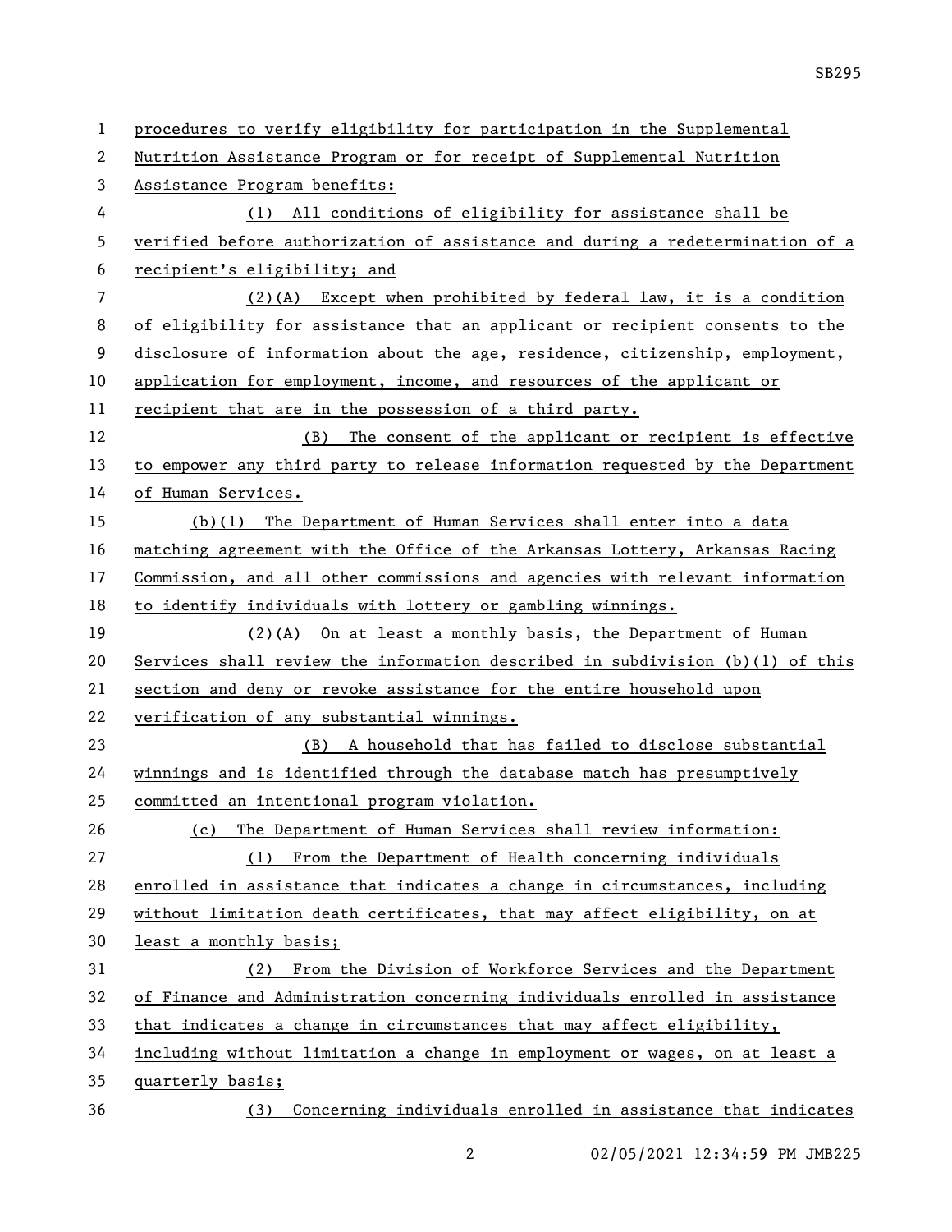procedures to verify eligibility for participation in the Supplemental Nutrition Assistance Program or for receipt of Supplemental Nutrition Assistance Program benefits:

(1) All conditions of eligibility for assistance shall be verified before authorization of assistance and during a redetermination of a recipient's eligibility; and

(2)(A) Except when prohibited by federal law, it is a condition of eligibility for assistance that an applicant or recipient consents to the disclosure of information about the age, residence, citizenship, employment, application for employment, income, and resources of the applicant or recipient that are in the possession of a third party.

(B) The consent of the applicant or recipient is effective to empower any third party to release information requested by the Department of Human Services.

(b)(1) The Department of Human Services shall enter into a data matching agreement with the Office of the Arkansas Lottery, Arkansas Racing Commission, and all other commissions and agencies with relevant information to identify individuals with lottery or gambling winnings.

(2)(A) On at least a monthly basis, the Department of Human Services shall review the information described in subdivision (b)(1) of this section and deny or revoke assistance for the entire household upon verification of any substantial winnings.

(B) A household that has failed to disclose substantial winnings and is identified through the database match has presumptively committed an intentional program violation.

(c) The Department of Human Services shall review information:

(1) From the Department of Health concerning individuals enrolled in assistance that indicates a change in circumstances, including without limitation death certificates, that may affect eligibility, on at least a monthly basis;

(2) From the Division of Workforce Services and the Department of Finance and Administration concerning individuals enrolled in assistance that indicates a change in circumstances that may affect eligibility, including without limitation a change in employment or wages, on at least a quarterly basis;

(3) Concerning individuals enrolled in assistance that indicates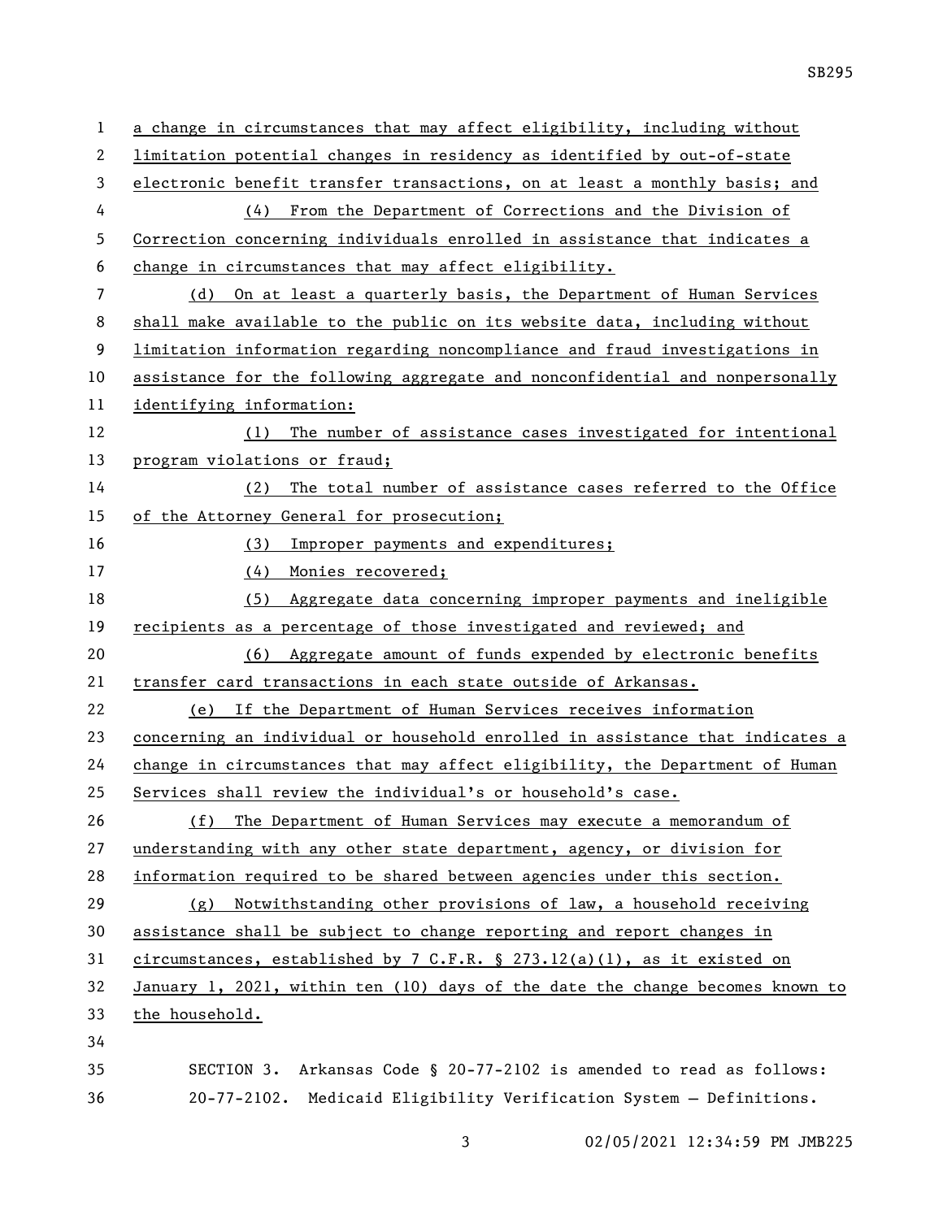a change in circumstances that may affect eligibility, including without limitation potential changes in residency as identified by out-of-state electronic benefit transfer transactions, on at least a monthly basis; and

(4) From the Department of Corrections and the Division of Correction concerning individuals enrolled in assistance that indicates a change in circumstances that may affect eligibility.

(d) On at least a quarterly basis, the Department of Human Services shall make available to the public on its website data, including without limitation information regarding noncompliance and fraud investigations in assistance for the following aggregate and nonconfidential and nonpersonally identifying information:

(1) The number of assistance cases investigated for intentional program violations or fraud;

(2) The total number of assistance cases referred to the Office of the Attorney General for prosecution;

(3) Improper payments and expenditures;

(4) Monies recovered;

(5) Aggregate data concerning improper payments and ineligible recipients as a percentage of those investigated and reviewed; and

(6) Aggregate amount of funds expended by electronic benefits transfer card transactions in each state outside of Arkansas.

(e) If the Department of Human Services receives information concerning an individual or household enrolled in assistance that indicates a change in circumstances that may affect eligibility, the Department of Human Services shall review the individual's or household's case.

(f) The Department of Human Services may execute a memorandum of understanding with any other state department, agency, or division for information required to be shared between agencies under this section.

(g) Notwithstanding other provisions of law, a household receiving assistance shall be subject to change reporting and report changes in circumstances, established by 7 C.F.R. § 273.12(a)(1), as it existed on January 1, 2021, within ten (10) days of the date the change becomes known to the household.

SECTION 3. Arkansas Code § 20-77-2102 is amended to read as follows:

20-77-2102. Medicaid Eligibility Verification System — Definitions.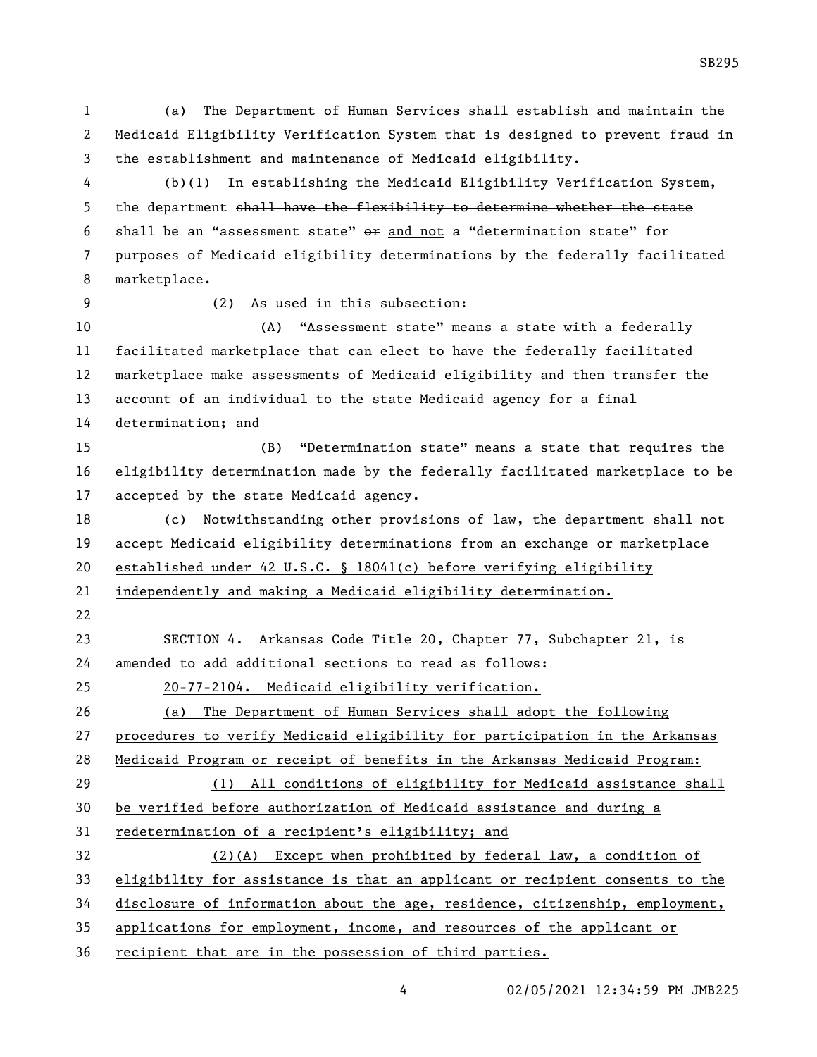(a) The Department of Human Services shall establish and maintain the Medicaid Eligibility Verification System that is designed to prevent fraud in the establishment and maintenance of Medicaid eligibility.

(b)(1) In establishing the Medicaid Eligibility Verification System, the department ~~shall have the flexibility to determine whether the state~~ shall be an "assessment state" ~~or~~ and not a "determination state" for purposes of Medicaid eligibility determinations by the federally facilitated marketplace.

(2) As used in this subsection:

(A) "Assessment state" means a state with a federally facilitated marketplace that can elect to have the federally facilitated marketplace make assessments of Medicaid eligibility and then transfer the account of an individual to the state Medicaid agency for a final determination; and

(B) "Determination state" means a state that requires the eligibility determination made by the federally facilitated marketplace to be accepted by the state Medicaid agency.

(c) Notwithstanding other provisions of law, the department shall not accept Medicaid eligibility determinations from an exchange or marketplace established under 42 U.S.C. § 18041(c) before verifying eligibility independently and making a Medicaid eligibility determination.

SECTION 4. Arkansas Code Title 20, Chapter 77, Subchapter 21, is amended to add additional sections to read as follows:

20-77-2104. Medicaid eligibility verification.

(a) The Department of Human Services shall adopt the following procedures to verify Medicaid eligibility for participation in the Arkansas Medicaid Program or receipt of benefits in the Arkansas Medicaid Program:

(1) All conditions of eligibility for Medicaid assistance shall be verified before authorization of Medicaid assistance and during a redetermination of a recipient's eligibility; and

(2)(A) Except when prohibited by federal law, a condition of eligibility for assistance is that an applicant or recipient consents to the disclosure of information about the age, residence, citizenship, employment, applications for employment, income, and resources of the applicant or recipient that are in the possession of third parties.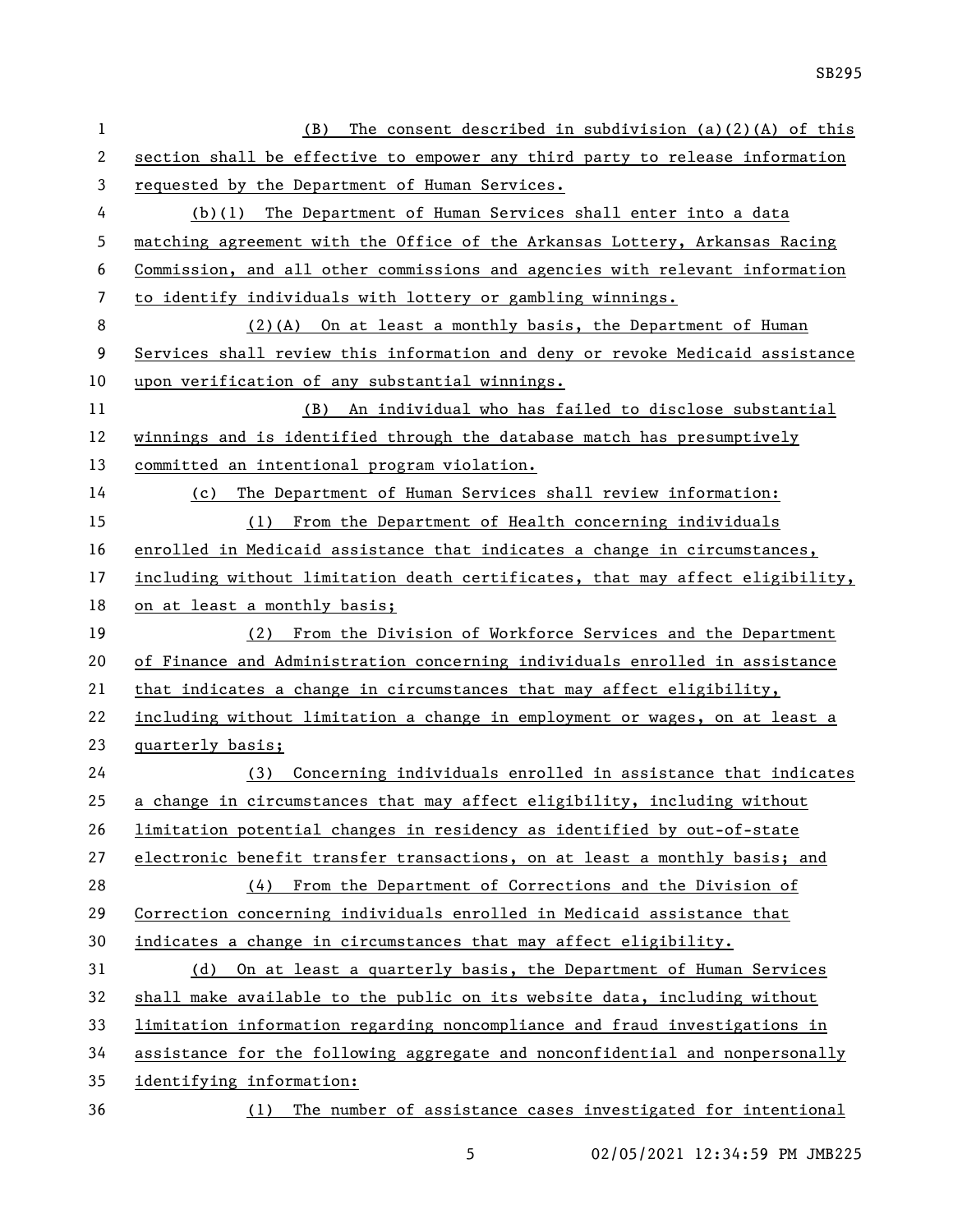(B) The consent described in subdivision (a)(2)(A) of this section shall be effective to empower any third party to release information requested by the Department of Human Services.

(b)(1) The Department of Human Services shall enter into a data matching agreement with the Office of the Arkansas Lottery, Arkansas Racing Commission, and all other commissions and agencies with relevant information to identify individuals with lottery or gambling winnings.

(2)(A) On at least a monthly basis, the Department of Human Services shall review this information and deny or revoke Medicaid assistance upon verification of any substantial winnings.

(B) An individual who has failed to disclose substantial winnings and is identified through the database match has presumptively committed an intentional program violation.

(c) The Department of Human Services shall review information:

(1) From the Department of Health concerning individuals enrolled in Medicaid assistance that indicates a change in circumstances, including without limitation death certificates, that may affect eligibility, on at least a monthly basis;

(2) From the Division of Workforce Services and the Department of Finance and Administration concerning individuals enrolled in assistance that indicates a change in circumstances that may affect eligibility, including without limitation a change in employment or wages, on at least a quarterly basis;

(3) Concerning individuals enrolled in assistance that indicates a change in circumstances that may affect eligibility, including without limitation potential changes in residency as identified by out-of-state electronic benefit transfer transactions, on at least a monthly basis; and

(4) From the Department of Corrections and the Division of Correction concerning individuals enrolled in Medicaid assistance that indicates a change in circumstances that may affect eligibility.

(d) On at least a quarterly basis, the Department of Human Services shall make available to the public on its website data, including without limitation information regarding noncompliance and fraud investigations in assistance for the following aggregate and nonconfidential and nonpersonally identifying information:

(1) The number of assistance cases investigated for intentional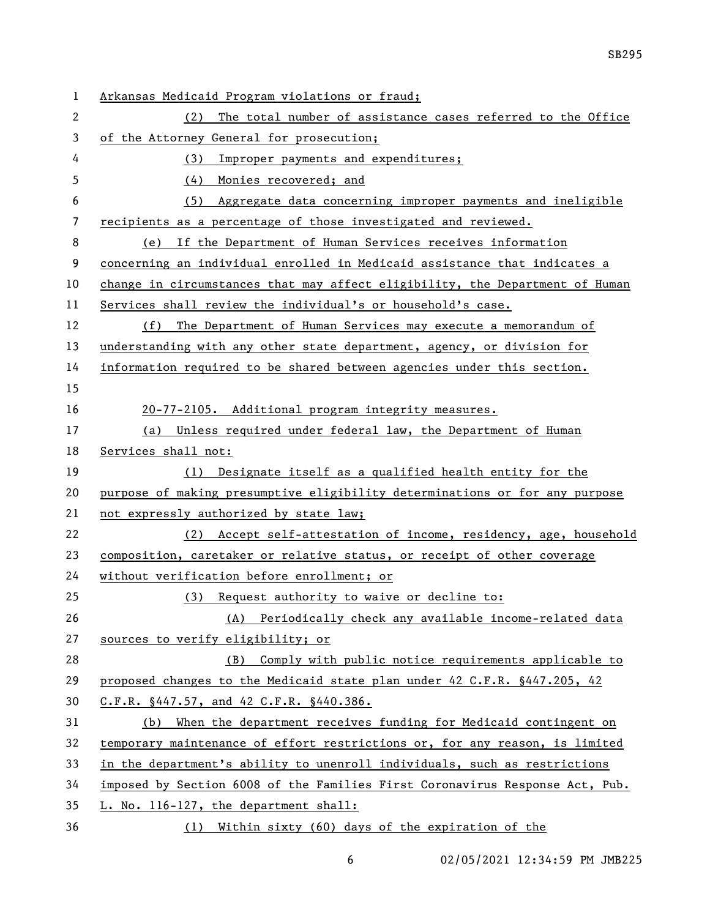Arkansas Medicaid Program violations or fraud;

(2) The total number of assistance cases referred to the Office of the Attorney General for prosecution;

(3) Improper payments and expenditures;

(4) Monies recovered; and

(5) Aggregate data concerning improper payments and ineligible recipients as a percentage of those investigated and reviewed.

(e) If the Department of Human Services receives information concerning an individual enrolled in Medicaid assistance that indicates a change in circumstances that may affect eligibility, the Department of Human Services shall review the individual's or household's case.

(f) The Department of Human Services may execute a memorandum of understanding with any other state department, agency, or division for information required to be shared between agencies under this section.

20-77-2105. Additional program integrity measures.

(a) Unless required under federal law, the Department of Human Services shall not:

(1) Designate itself as a qualified health entity for the purpose of making presumptive eligibility determinations or for any purpose not expressly authorized by state law;

(2) Accept self-attestation of income, residency, age, household composition, caretaker or relative status, or receipt of other coverage without verification before enrollment; or

(3) Request authority to waive or decline to:

(A) Periodically check any available income-related data sources to verify eligibility; or

(B) Comply with public notice requirements applicable to proposed changes to the Medicaid state plan under 42 C.F.R. §447.205, 42 C.F.R. §447.57, and 42 C.F.R. §440.386.

(b) When the department receives funding for Medicaid contingent on temporary maintenance of effort restrictions or, for any reason, is limited in the department's ability to unenroll individuals, such as restrictions imposed by Section 6008 of the Families First Coronavirus Response Act, Pub. L. No. 116-127, the department shall:

(1) Within sixty (60) days of the expiration of the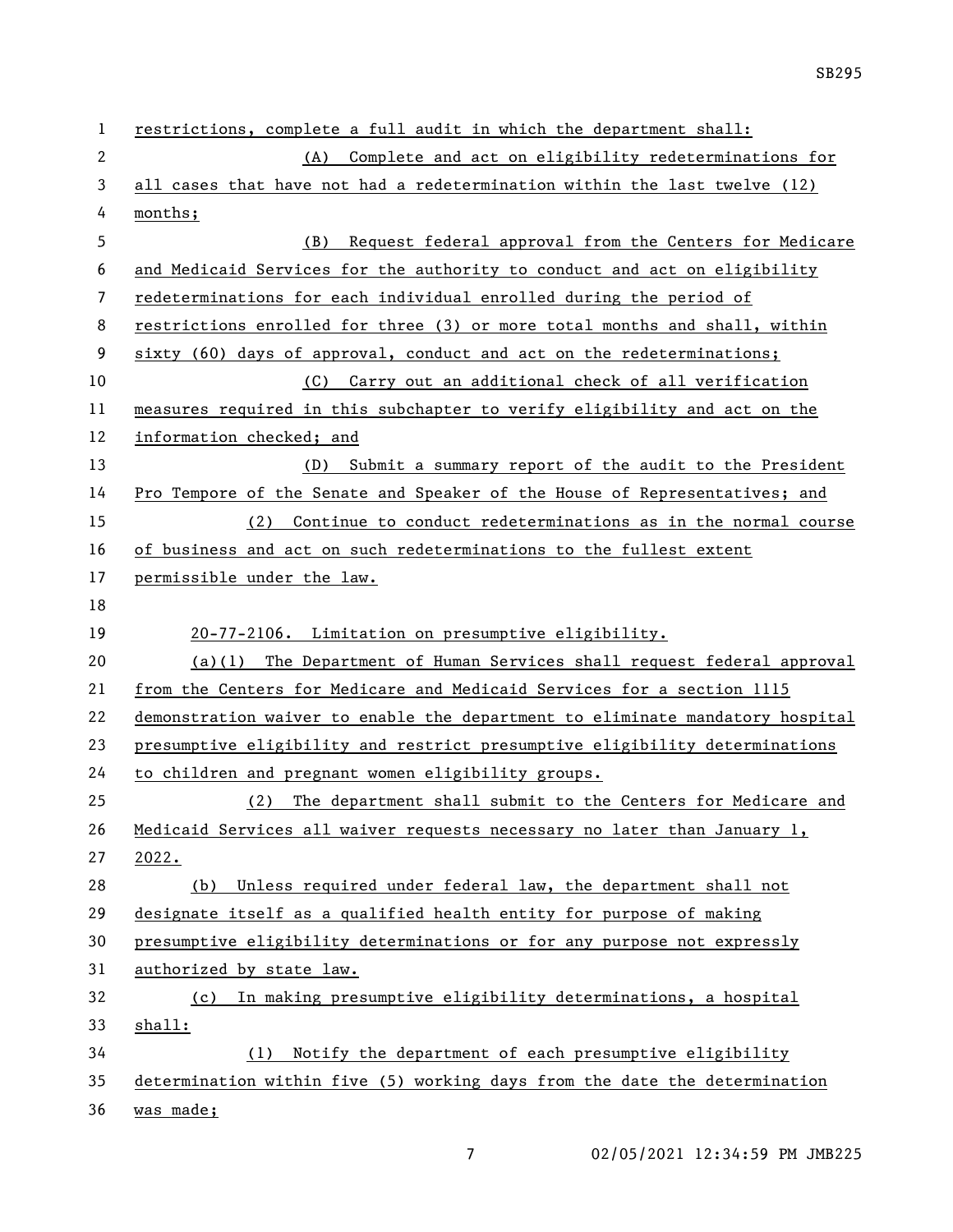restrictions, complete a full audit in which the department shall:

(A) Complete and act on eligibility redeterminations for all cases that have not had a redetermination within the last twelve (12) months;

(B) Request federal approval from the Centers for Medicare and Medicaid Services for the authority to conduct and act on eligibility redeterminations for each individual enrolled during the period of restrictions enrolled for three (3) or more total months and shall, within sixty (60) days of approval, conduct and act on the redeterminations;

(C) Carry out an additional check of all verification measures required in this subchapter to verify eligibility and act on the information checked; and

(D) Submit a summary report of the audit to the President Pro Tempore of the Senate and Speaker of the House of Representatives; and

(2) Continue to conduct redeterminations as in the normal course of business and act on such redeterminations to the fullest extent permissible under the law.

20-77-2106. Limitation on presumptive eligibility.

(a)(1) The Department of Human Services shall request federal approval from the Centers for Medicare and Medicaid Services for a section 1115 demonstration waiver to enable the department to eliminate mandatory hospital presumptive eligibility and restrict presumptive eligibility determinations to children and pregnant women eligibility groups.

(2) The department shall submit to the Centers for Medicare and Medicaid Services all waiver requests necessary no later than January 1, 2022.

(b) Unless required under federal law, the department shall not designate itself as a qualified health entity for purpose of making presumptive eligibility determinations or for any purpose not expressly authorized by state law.

(c) In making presumptive eligibility determinations, a hospital shall:

(1) Notify the department of each presumptive eligibility determination within five (5) working days from the date the determination was made;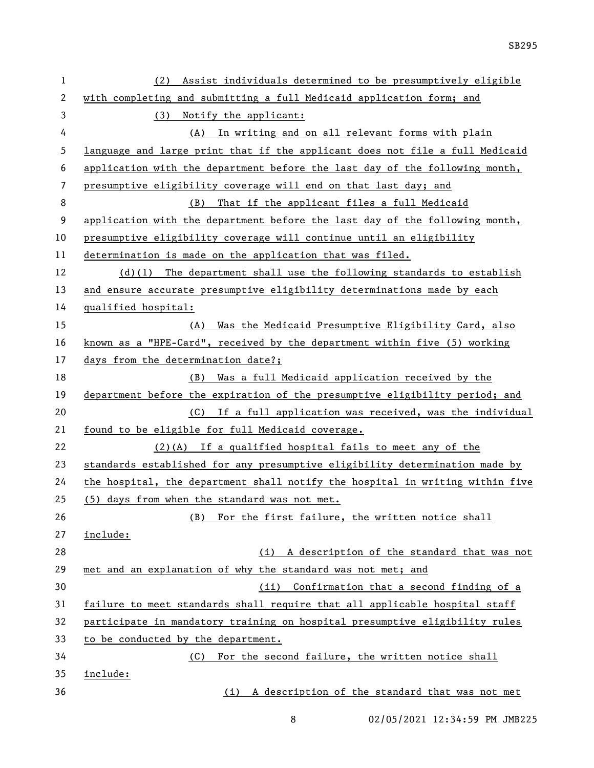(2) Assist individuals determined to be presumptively eligible with completing and submitting a full Medicaid application form; and

(3) Notify the applicant:

(A) In writing and on all relevant forms with plain language and large print that if the applicant does not file a full Medicaid application with the department before the last day of the following month, presumptive eligibility coverage will end on that last day; and

(B) That if the applicant files a full Medicaid application with the department before the last day of the following month, presumptive eligibility coverage will continue until an eligibility determination is made on the application that was filed.

(d)(1) The department shall use the following standards to establish and ensure accurate presumptive eligibility determinations made by each qualified hospital:

(A) Was the Medicaid Presumptive Eligibility Card, also known as a "HPE-Card", received by the department within five (5) working days from the determination date?;

(B) Was a full Medicaid application received by the department before the expiration of the presumptive eligibility period; and

(C) If a full application was received, was the individual found to be eligible for full Medicaid coverage.

(2)(A) If a qualified hospital fails to meet any of the standards established for any presumptive eligibility determination made by the hospital, the department shall notify the hospital in writing within five (5) days from when the standard was not met.

(B) For the first failure, the written notice shall include:

(i) A description of the standard that was not met and an explanation of why the standard was not met; and

(ii) Confirmation that a second finding of a failure to meet standards shall require that all applicable hospital staff participate in mandatory training on hospital presumptive eligibility rules to be conducted by the department.

(C) For the second failure, the written notice shall include:

(i) A description of the standard that was not met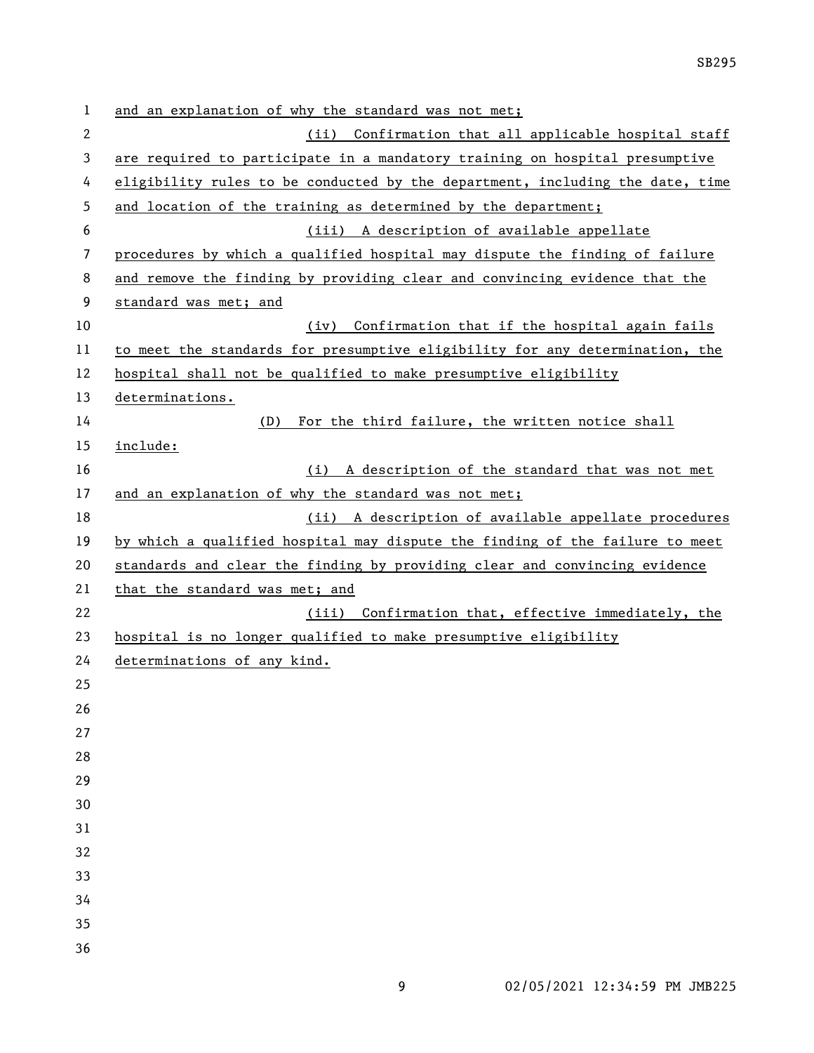and an explanation of why the standard was not met;

(ii) Confirmation that all applicable hospital staff are required to participate in a mandatory training on hospital presumptive eligibility rules to be conducted by the department, including the date, time and location of the training as determined by the department;

(iii) A description of available appellate procedures by which a qualified hospital may dispute the finding of failure and remove the finding by providing clear and convincing evidence that the standard was met; and

(iv) Confirmation that if the hospital again fails to meet the standards for presumptive eligibility for any determination, the hospital shall not be qualified to make presumptive eligibility determinations.

(D) For the third failure, the written notice shall include:

(i) A description of the standard that was not met and an explanation of why the standard was not met;

(ii) A description of available appellate procedures by which a qualified hospital may dispute the finding of the failure to meet standards and clear the finding by providing clear and convincing evidence that the standard was met; and

(iii) Confirmation that, effective immediately, the hospital is no longer qualified to make presumptive eligibility determinations of any kind.